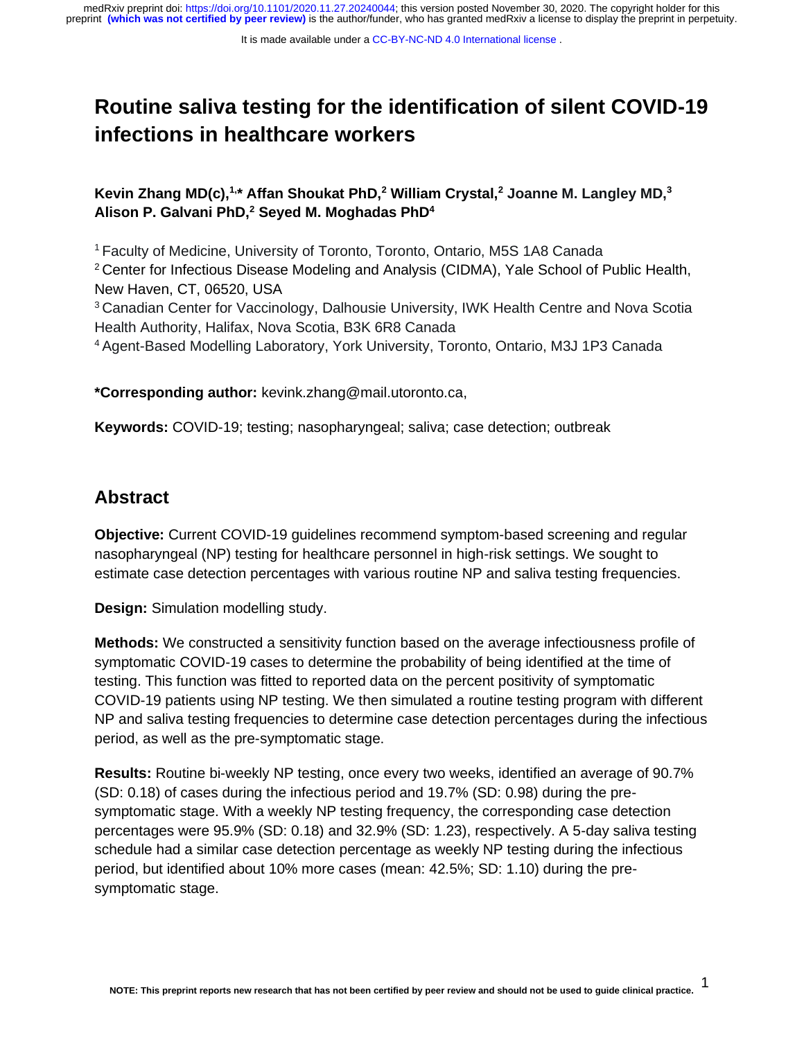# Routine saliva testing for the identification of silent COVID-19 infections in healthcare workers

**Kevin Zhang MD(c),[1,*] Affan Shoukat PhD,[2] William Crystal,[2] Joanne M. Langley MD,[3] Alison P. Galvani PhD,[2] Seyed M. Moghadas PhD[4]**

[1] Faculty of Medicine, University of Toronto, Toronto, Ontario, M5S 1A8 Canada
[2] Center for Infectious Disease Modeling and Analysis (CIDMA), Yale School of Public Health, New Haven, CT, 06520, USA
[3] Canadian Center for Vaccinology, Dalhousie University, IWK Health Centre and Nova Scotia Health Authority, Halifax, Nova Scotia, B3K 6R8 Canada
[4] Agent-Based Modelling Laboratory, York University, Toronto, Ontario, M3J 1P3 Canada

**\*Corresponding author:** kevink.zhang@mail.utoronto.ca,

**Keywords:** COVID-19; testing; nasopharyngeal; saliva; case detection; outbreak

## Abstract

**Objective:** Current COVID-19 guidelines recommend symptom-based screening and regular nasopharyngeal (NP) testing for healthcare personnel in high-risk settings. We sought to estimate case detection percentages with various routine NP and saliva testing frequencies.

**Design:** Simulation modelling study.

**Methods:** We constructed a sensitivity function based on the average infectiousness profile of symptomatic COVID-19 cases to determine the probability of being identified at the time of testing. This function was fitted to reported data on the percent positivity of symptomatic COVID-19 patients using NP testing. We then simulated a routine testing program with different NP and saliva testing frequencies to determine case detection percentages during the infectious period, as well as the pre-symptomatic stage.

**Results:** Routine bi-weekly NP testing, once every two weeks, identified an average of 90.7% (SD: 0.18) of cases during the infectious period and 19.7% (SD: 0.98) during the pre-symptomatic stage. With a weekly NP testing frequency, the corresponding case detection percentages were 95.9% (SD: 0.18) and 32.9% (SD: 1.23), respectively. A 5-day saliva testing schedule had a similar case detection percentage as weekly NP testing during the infectious period, but identified about 10% more cases (mean: 42.5%; SD: 1.10) during the pre-symptomatic stage.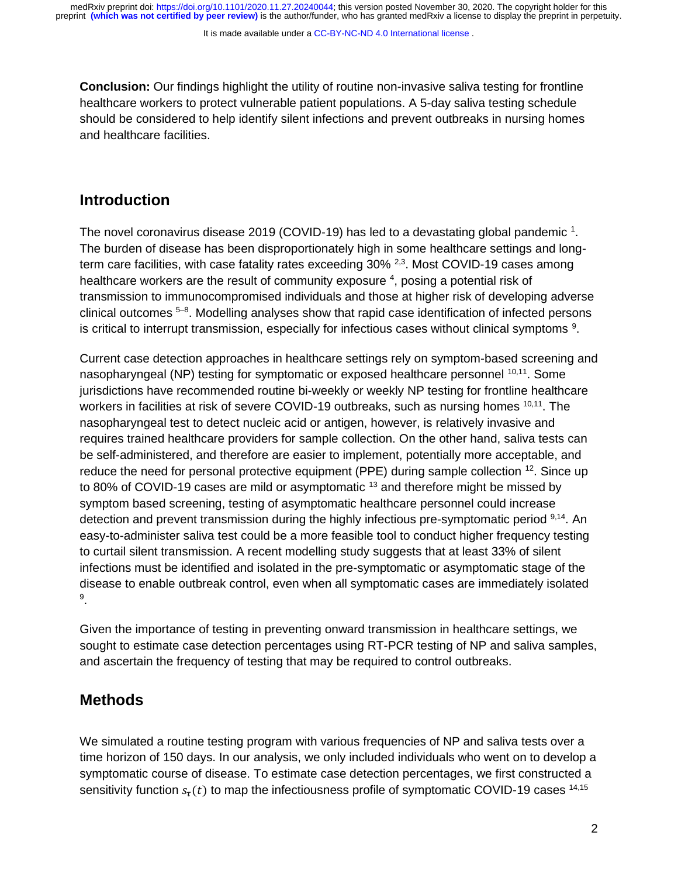**Conclusion:** Our findings highlight the utility of routine non-invasive saliva testing for frontline healthcare workers to protect vulnerable patient populations. A 5-day saliva testing schedule should be considered to help identify silent infections and prevent outbreaks in nursing homes and healthcare facilities.

## Introduction

The novel coronavirus disease 2019 (COVID-19) has led to a devastating global pandemic [1]. The burden of disease has been disproportionately high in some healthcare settings and long-term care facilities, with case fatality rates exceeding 30% [2,3]. Most COVID-19 cases among healthcare workers are the result of community exposure [4], posing a potential risk of transmission to immunocompromised individuals and those at higher risk of developing adverse clinical outcomes [5–8]. Modelling analyses show that rapid case identification of infected persons is critical to interrupt transmission, especially for infectious cases without clinical symptoms [9].

Current case detection approaches in healthcare settings rely on symptom-based screening and nasopharyngeal (NP) testing for symptomatic or exposed healthcare personnel [10,11]. Some jurisdictions have recommended routine bi-weekly or weekly NP testing for frontline healthcare workers in facilities at risk of severe COVID-19 outbreaks, such as nursing homes [10,11]. The nasopharyngeal test to detect nucleic acid or antigen, however, is relatively invasive and requires trained healthcare providers for sample collection. On the other hand, saliva tests can be self-administered, and therefore are easier to implement, potentially more acceptable, and reduce the need for personal protective equipment (PPE) during sample collection [12]. Since up to 80% of COVID-19 cases are mild or asymptomatic [13] and therefore might be missed by symptom based screening, testing of asymptomatic healthcare personnel could increase detection and prevent transmission during the highly infectious pre-symptomatic period [9,14]. An easy-to-administer saliva test could be a more feasible tool to conduct higher frequency testing to curtail silent transmission. A recent modelling study suggests that at least 33% of silent infections must be identified and isolated in the pre-symptomatic or asymptomatic stage of the disease to enable outbreak control, even when all symptomatic cases are immediately isolated [9].

Given the importance of testing in preventing onward transmission in healthcare settings, we sought to estimate case detection percentages using RT-PCR testing of NP and saliva samples, and ascertain the frequency of testing that may be required to control outbreaks.

## Methods

We simulated a routine testing program with various frequencies of NP and saliva tests over a time horizon of 150 days. In our analysis, we only included individuals who went on to develop a symptomatic course of disease. To estimate case detection percentages, we first constructed a sensitivity function $s_{\tau}(t)$ to map the infectiousness profile of symptomatic COVID-19 cases [14,15]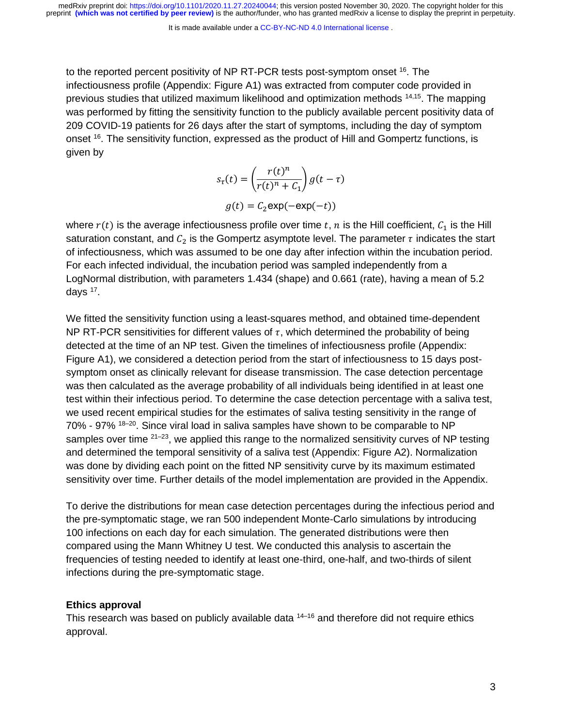to the reported percent positivity of NP RT-PCR tests post-symptom onset [16]. The infectiousness profile (Appendix: Figure A1) was extracted from computer code provided in previous studies that utilized maximum likelihood and optimization methods [14,15]. The mapping was performed by fitting the sensitivity function to the publicly available percent positivity data of 209 COVID-19 patients for 26 days after the start of symptoms, including the day of symptom onset [16]. The sensitivity function, expressed as the product of Hill and Gompertz functions, is given by

$$s_\tau(t) = \left(\frac{r(t)^n}{r(t)^n + C_1}\right) g(t - \tau)$$

$$g(t) = C_2 \exp(-\exp(-t))$$

where $r(t)$ is the average infectiousness profile over time $t$, $n$ is the Hill coefficient, $C_1$ is the Hill saturation constant, and $C_2$ is the Gompertz asymptote level. The parameter $\tau$ indicates the start of infectiousness, which was assumed to be one day after infection within the incubation period. For each infected individual, the incubation period was sampled independently from a LogNormal distribution, with parameters 1.434 (shape) and 0.661 (rate), having a mean of 5.2 days [17].

We fitted the sensitivity function using a least-squares method, and obtained time-dependent NP RT-PCR sensitivities for different values of $\tau$, which determined the probability of being detected at the time of an NP test. Given the timelines of infectiousness profile (Appendix: Figure A1), we considered a detection period from the start of infectiousness to 15 days post-symptom onset as clinically relevant for disease transmission. The case detection percentage was then calculated as the average probability of all individuals being identified in at least one test within their infectious period. To determine the case detection percentage with a saliva test, we used recent empirical studies for the estimates of saliva testing sensitivity in the range of 70% - 97% [18–20]. Since viral load in saliva samples have shown to be comparable to NP samples over time [21–23], we applied this range to the normalized sensitivity curves of NP testing and determined the temporal sensitivity of a saliva test (Appendix: Figure A2). Normalization was done by dividing each point on the fitted NP sensitivity curve by its maximum estimated sensitivity over time. Further details of the model implementation are provided in the Appendix.

To derive the distributions for mean case detection percentages during the infectious period and the pre-symptomatic stage, we ran 500 independent Monte-Carlo simulations by introducing 100 infections on each day for each simulation. The generated distributions were then compared using the Mann Whitney U test. We conducted this analysis to ascertain the frequencies of testing needed to identify at least one-third, one-half, and two-thirds of silent infections during the pre-symptomatic stage.

## Ethics approval

This research was based on publicly available data [14–16] and therefore did not require ethics approval.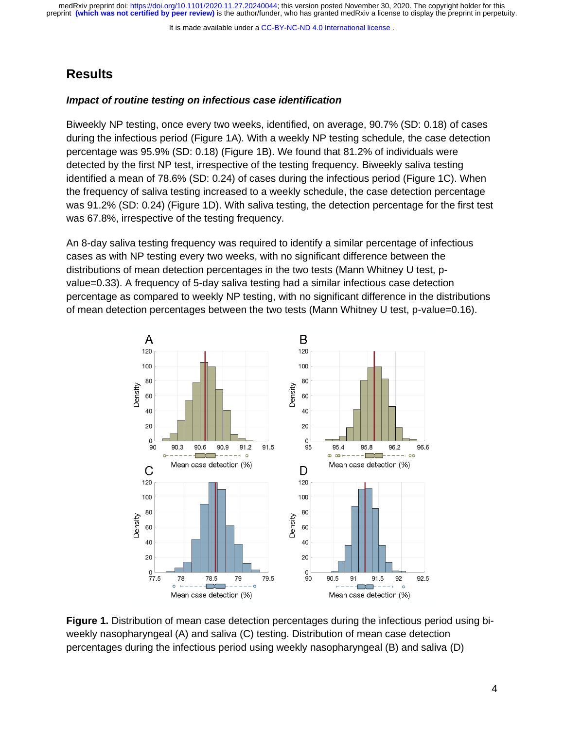## Results

### *Impact of routine testing on infectious case identification*

Biweekly NP testing, once every two weeks, identified, on average, 90.7% (SD: 0.18) of cases during the infectious period (Figure 1A). With a weekly NP testing schedule, the case detection percentage was 95.9% (SD: 0.18) (Figure 1B). We found that 81.2% of individuals were detected by the first NP test, irrespective of the testing frequency. Biweekly saliva testing identified a mean of 78.6% (SD: 0.24) of cases during the infectious period (Figure 1C). When the frequency of saliva testing increased to a weekly schedule, the case detection percentage was 91.2% (SD: 0.24) (Figure 1D). With saliva testing, the detection percentage for the first test was 67.8%, irrespective of the testing frequency.

An 8-day saliva testing frequency was required to identify a similar percentage of infectious cases as with NP testing every two weeks, with no significant difference between the distributions of mean detection percentages in the two tests (Mann Whitney U test, p-value=0.33). A frequency of 5-day saliva testing had a similar infectious case detection percentage as compared to weekly NP testing, with no significant difference in the distributions of mean detection percentages between the two tests (Mann Whitney U test, p-value=0.16).

**Figure 1.** Distribution of mean case detection percentages during the infectious period using bi-weekly nasopharyngeal (A) and saliva (C) testing. Distribution of mean case detection percentages during the infectious period using weekly nasopharyngeal (B) and saliva (D)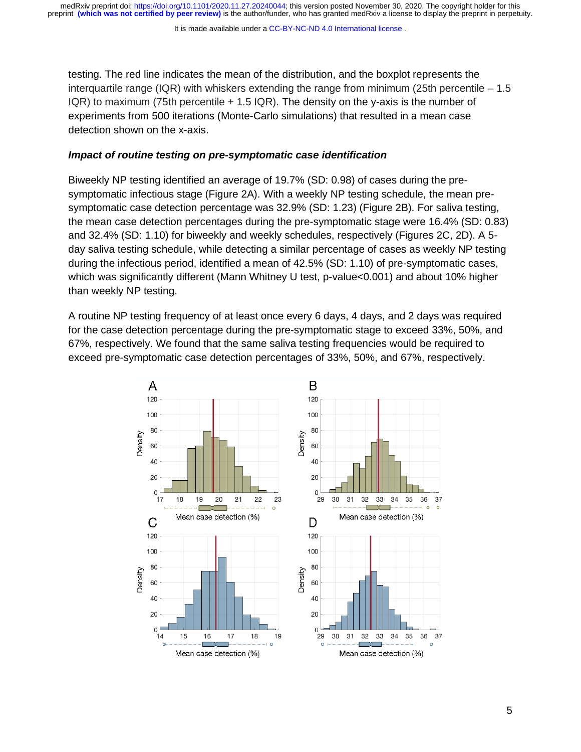testing. The red line indicates the mean of the distribution, and the boxplot represents the interquartile range (IQR) with whiskers extending the range from minimum (25th percentile – 1.5 IQR) to maximum (75th percentile + 1.5 IQR). The density on the y-axis is the number of experiments from 500 iterations (Monte-Carlo simulations) that resulted in a mean case detection shown on the x-axis.

### *Impact of routine testing on pre-symptomatic case identification*

Biweekly NP testing identified an average of 19.7% (SD: 0.98) of cases during the pre-symptomatic infectious stage (Figure 2A). With a weekly NP testing schedule, the mean pre-symptomatic case detection percentage was 32.9% (SD: 1.23) (Figure 2B). For saliva testing, the mean case detection percentages during the pre-symptomatic stage were 16.4% (SD: 0.83) and 32.4% (SD: 1.10) for biweekly and weekly schedules, respectively (Figures 2C, 2D). A 5-day saliva testing schedule, while detecting a similar percentage of cases as weekly NP testing during the infectious period, identified a mean of 42.5% (SD: 1.10) of pre-symptomatic cases, which was significantly different (Mann Whitney U test, p-value<0.001) and about 10% higher than weekly NP testing.

A routine NP testing frequency of at least once every 6 days, 4 days, and 2 days was required for the case detection percentage during the pre-symptomatic stage to exceed 33%, 50%, and 67%, respectively. We found that the same saliva testing frequencies would be required to exceed pre-symptomatic case detection percentages of 33%, 50%, and 67%, respectively.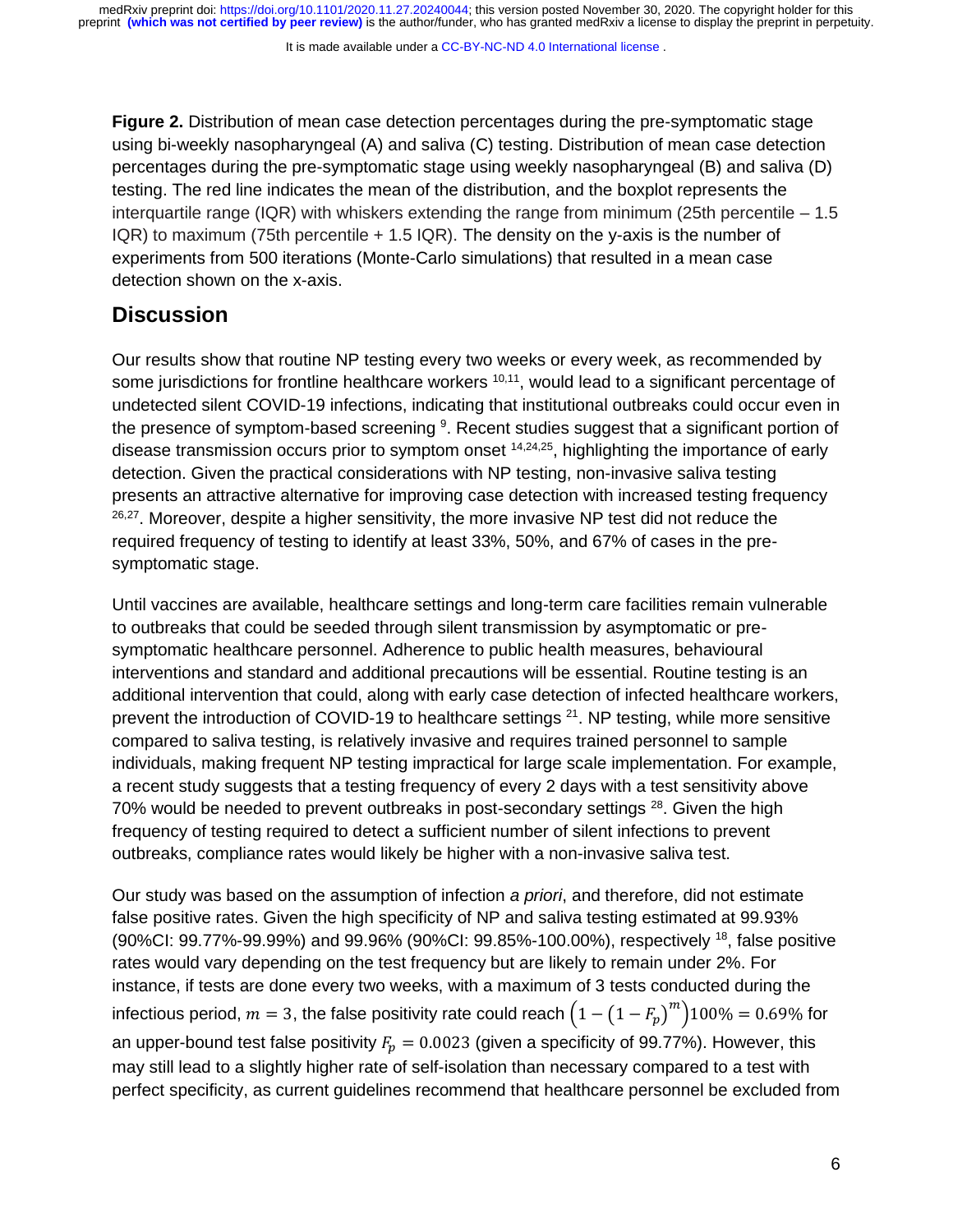**Figure 2.** Distribution of mean case detection percentages during the pre-symptomatic stage using bi-weekly nasopharyngeal (A) and saliva (C) testing. Distribution of mean case detection percentages during the pre-symptomatic stage using weekly nasopharyngeal (B) and saliva (D) testing. The red line indicates the mean of the distribution, and the boxplot represents the interquartile range (IQR) with whiskers extending the range from minimum (25th percentile – 1.5 IQR) to maximum (75th percentile + 1.5 IQR). The density on the y-axis is the number of experiments from 500 iterations (Monte-Carlo simulations) that resulted in a mean case detection shown on the x-axis.

## Discussion

Our results show that routine NP testing every two weeks or every week, as recommended by some jurisdictions for frontline healthcare workers [10,11], would lead to a significant percentage of undetected silent COVID-19 infections, indicating that institutional outbreaks could occur even in the presence of symptom-based screening [9]. Recent studies suggest that a significant portion of disease transmission occurs prior to symptom onset [14,24,25], highlighting the importance of early detection. Given the practical considerations with NP testing, non-invasive saliva testing presents an attractive alternative for improving case detection with increased testing frequency [26,27]. Moreover, despite a higher sensitivity, the more invasive NP test did not reduce the required frequency of testing to identify at least 33%, 50%, and 67% of cases in the pre-symptomatic stage.

Until vaccines are available, healthcare settings and long-term care facilities remain vulnerable to outbreaks that could be seeded through silent transmission by asymptomatic or pre-symptomatic healthcare personnel. Adherence to public health measures, behavioural interventions and standard and additional precautions will be essential. Routine testing is an additional intervention that could, along with early case detection of infected healthcare workers, prevent the introduction of COVID-19 to healthcare settings [21]. NP testing, while more sensitive compared to saliva testing, is relatively invasive and requires trained personnel to sample individuals, making frequent NP testing impractical for large scale implementation. For example, a recent study suggests that a testing frequency of every 2 days with a test sensitivity above 70% would be needed to prevent outbreaks in post-secondary settings [28]. Given the high frequency of testing required to detect a sufficient number of silent infections to prevent outbreaks, compliance rates would likely be higher with a non-invasive saliva test.

Our study was based on the assumption of infection *a priori*, and therefore, did not estimate false positive rates. Given the high specificity of NP and saliva testing estimated at 99.93% (90%CI: 99.77%-99.99%) and 99.96% (90%CI: 99.85%-100.00%), respectively [18], false positive rates would vary depending on the test frequency but are likely to remain under 2%. For instance, if tests are done every two weeks, with a maximum of 3 tests conducted during the infectious period, $m = 3$, the false positivity rate could reach $\left(1 - \left(1 - F_p\right)^m\right)100\% = 0.69\%$ for an upper-bound test false positivity $F_p = 0.0023$ (given a specificity of 99.77%). However, this may still lead to a slightly higher rate of self-isolation than necessary compared to a test with perfect specificity, as current guidelines recommend that healthcare personnel be excluded from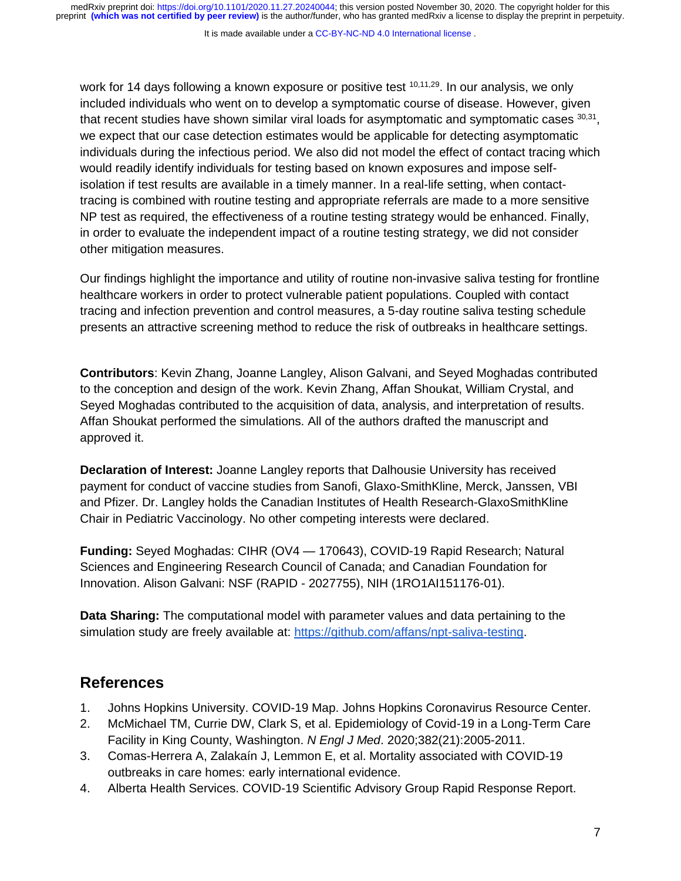work for 14 days following a known exposure or positive test [10,11,29]. In our analysis, we only included individuals who went on to develop a symptomatic course of disease. However, given that recent studies have shown similar viral loads for asymptomatic and symptomatic cases [30,31], we expect that our case detection estimates would be applicable for detecting asymptomatic individuals during the infectious period. We also did not model the effect of contact tracing which would readily identify individuals for testing based on known exposures and impose self-isolation if test results are available in a timely manner. In a real-life setting, when contact-tracing is combined with routine testing and appropriate referrals are made to a more sensitive NP test as required, the effectiveness of a routine testing strategy would be enhanced. Finally, in order to evaluate the independent impact of a routine testing strategy, we did not consider other mitigation measures.

Our findings highlight the importance and utility of routine non-invasive saliva testing for frontline healthcare workers in order to protect vulnerable patient populations. Coupled with contact tracing and infection prevention and control measures, a 5-day routine saliva testing schedule presents an attractive screening method to reduce the risk of outbreaks in healthcare settings.

**Contributors**: Kevin Zhang, Joanne Langley, Alison Galvani, and Seyed Moghadas contributed to the conception and design of the work. Kevin Zhang, Affan Shoukat, William Crystal, and Seyed Moghadas contributed to the acquisition of data, analysis, and interpretation of results. Affan Shoukat performed the simulations. All of the authors drafted the manuscript and approved it.

**Declaration of Interest:** Joanne Langley reports that Dalhousie University has received payment for conduct of vaccine studies from Sanofi, Glaxo-SmithKline, Merck, Janssen, VBI and Pfizer. Dr. Langley holds the Canadian Institutes of Health Research-GlaxoSmithKline Chair in Pediatric Vaccinology. No other competing interests were declared.

**Funding:** Seyed Moghadas: CIHR (OV4 — 170643), COVID-19 Rapid Research; Natural Sciences and Engineering Research Council of Canada; and Canadian Foundation for Innovation. Alison Galvani: NSF (RAPID - 2027755), NIH (1RO1AI151176-01).

**Data Sharing:** The computational model with parameter values and data pertaining to the simulation study are freely available at: https://github.com/affans/npt-saliva-testing.

## References

1. Johns Hopkins University. COVID-19 Map. Johns Hopkins Coronavirus Resource Center.
2. McMichael TM, Currie DW, Clark S, et al. Epidemiology of Covid-19 in a Long-Term Care Facility in King County, Washington. *N Engl J Med*. 2020;382(21):2005-2011.
3. Comas-Herrera A, Zalakaín J, Lemmon E, et al. Mortality associated with COVID-19 outbreaks in care homes: early international evidence.
4. Alberta Health Services. COVID-19 Scientific Advisory Group Rapid Response Report.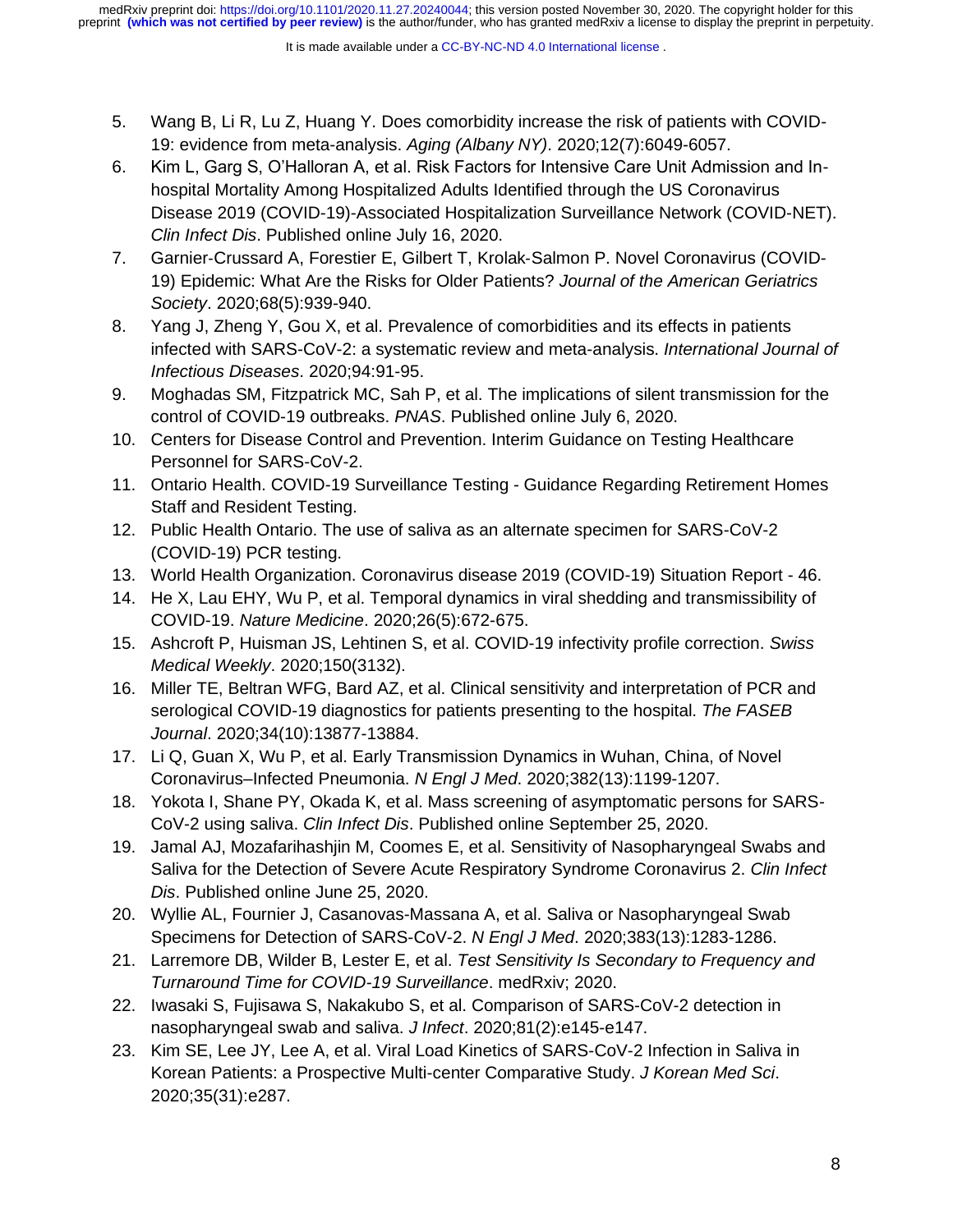5. Wang B, Li R, Lu Z, Huang Y. Does comorbidity increase the risk of patients with COVID-19: evidence from meta-analysis. *Aging (Albany NY)*. 2020;12(7):6049-6057.
6. Kim L, Garg S, O'Halloran A, et al. Risk Factors for Intensive Care Unit Admission and In-hospital Mortality Among Hospitalized Adults Identified through the US Coronavirus Disease 2019 (COVID-19)-Associated Hospitalization Surveillance Network (COVID-NET). *Clin Infect Dis*. Published online July 16, 2020.
7. Garnier-Crussard A, Forestier E, Gilbert T, Krolak-Salmon P. Novel Coronavirus (COVID-19) Epidemic: What Are the Risks for Older Patients? *Journal of the American Geriatrics Society*. 2020;68(5):939-940.
8. Yang J, Zheng Y, Gou X, et al. Prevalence of comorbidities and its effects in patients infected with SARS-CoV-2: a systematic review and meta-analysis. *International Journal of Infectious Diseases*. 2020;94:91-95.
9. Moghadas SM, Fitzpatrick MC, Sah P, et al. The implications of silent transmission for the control of COVID-19 outbreaks. *PNAS*. Published online July 6, 2020.
10. Centers for Disease Control and Prevention. Interim Guidance on Testing Healthcare Personnel for SARS-CoV-2.
11. Ontario Health. COVID-19 Surveillance Testing - Guidance Regarding Retirement Homes Staff and Resident Testing.
12. Public Health Ontario. The use of saliva as an alternate specimen for SARS-CoV-2 (COVID-19) PCR testing.
13. World Health Organization. Coronavirus disease 2019 (COVID-19) Situation Report - 46.
14. He X, Lau EHY, Wu P, et al. Temporal dynamics in viral shedding and transmissibility of COVID-19. *Nature Medicine*. 2020;26(5):672-675.
15. Ashcroft P, Huisman JS, Lehtinen S, et al. COVID-19 infectivity profile correction. *Swiss Medical Weekly*. 2020;150(3132).
16. Miller TE, Beltran WFG, Bard AZ, et al. Clinical sensitivity and interpretation of PCR and serological COVID-19 diagnostics for patients presenting to the hospital. *The FASEB Journal*. 2020;34(10):13877-13884.
17. Li Q, Guan X, Wu P, et al. Early Transmission Dynamics in Wuhan, China, of Novel Coronavirus–Infected Pneumonia. *N Engl J Med*. 2020;382(13):1199-1207.
18. Yokota I, Shane PY, Okada K, et al. Mass screening of asymptomatic persons for SARS-CoV-2 using saliva. *Clin Infect Dis*. Published online September 25, 2020.
19. Jamal AJ, Mozafarihashjin M, Coomes E, et al. Sensitivity of Nasopharyngeal Swabs and Saliva for the Detection of Severe Acute Respiratory Syndrome Coronavirus 2. *Clin Infect Dis*. Published online June 25, 2020.
20. Wyllie AL, Fournier J, Casanovas-Massana A, et al. Saliva or Nasopharyngeal Swab Specimens for Detection of SARS-CoV-2. *N Engl J Med*. 2020;383(13):1283-1286.
21. Larremore DB, Wilder B, Lester E, et al. *Test Sensitivity Is Secondary to Frequency and Turnaround Time for COVID-19 Surveillance*. medRxiv; 2020.
22. Iwasaki S, Fujisawa S, Nakakubo S, et al. Comparison of SARS-CoV-2 detection in nasopharyngeal swab and saliva. *J Infect*. 2020;81(2):e145-e147.
23. Kim SE, Lee JY, Lee A, et al. Viral Load Kinetics of SARS-CoV-2 Infection in Saliva in Korean Patients: a Prospective Multi-center Comparative Study. *J Korean Med Sci*. 2020;35(31):e287.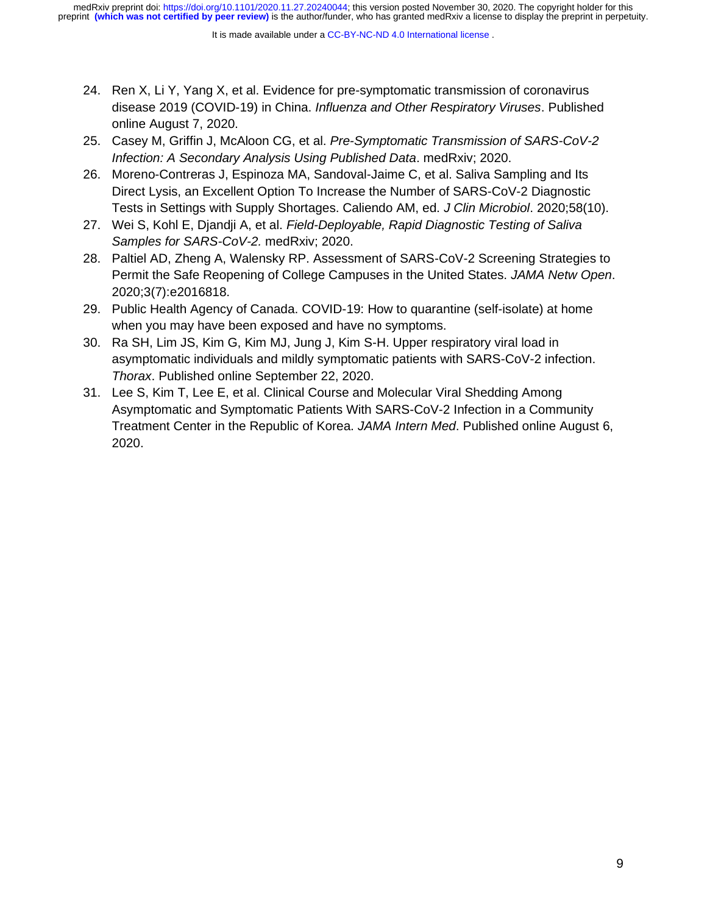24. Ren X, Li Y, Yang X, et al. Evidence for pre-symptomatic transmission of coronavirus disease 2019 (COVID-19) in China. *Influenza and Other Respiratory Viruses*. Published online August 7, 2020.
25. Casey M, Griffin J, McAloon CG, et al. *Pre-Symptomatic Transmission of SARS-CoV-2 Infection: A Secondary Analysis Using Published Data*. medRxiv; 2020.
26. Moreno-Contreras J, Espinoza MA, Sandoval-Jaime C, et al. Saliva Sampling and Its Direct Lysis, an Excellent Option To Increase the Number of SARS-CoV-2 Diagnostic Tests in Settings with Supply Shortages. Caliendo AM, ed. *J Clin Microbiol*. 2020;58(10).
27. Wei S, Kohl E, Djandji A, et al. *Field-Deployable, Rapid Diagnostic Testing of Saliva Samples for SARS-CoV-2.* medRxiv; 2020.
28. Paltiel AD, Zheng A, Walensky RP. Assessment of SARS-CoV-2 Screening Strategies to Permit the Safe Reopening of College Campuses in the United States. *JAMA Netw Open*. 2020;3(7):e2016818.
29. Public Health Agency of Canada. COVID-19: How to quarantine (self-isolate) at home when you may have been exposed and have no symptoms.
30. Ra SH, Lim JS, Kim G, Kim MJ, Jung J, Kim S-H. Upper respiratory viral load in asymptomatic individuals and mildly symptomatic patients with SARS-CoV-2 infection. *Thorax*. Published online September 22, 2020.
31. Lee S, Kim T, Lee E, et al. Clinical Course and Molecular Viral Shedding Among Asymptomatic and Symptomatic Patients With SARS-CoV-2 Infection in a Community Treatment Center in the Republic of Korea. *JAMA Intern Med*. Published online August 6, 2020.